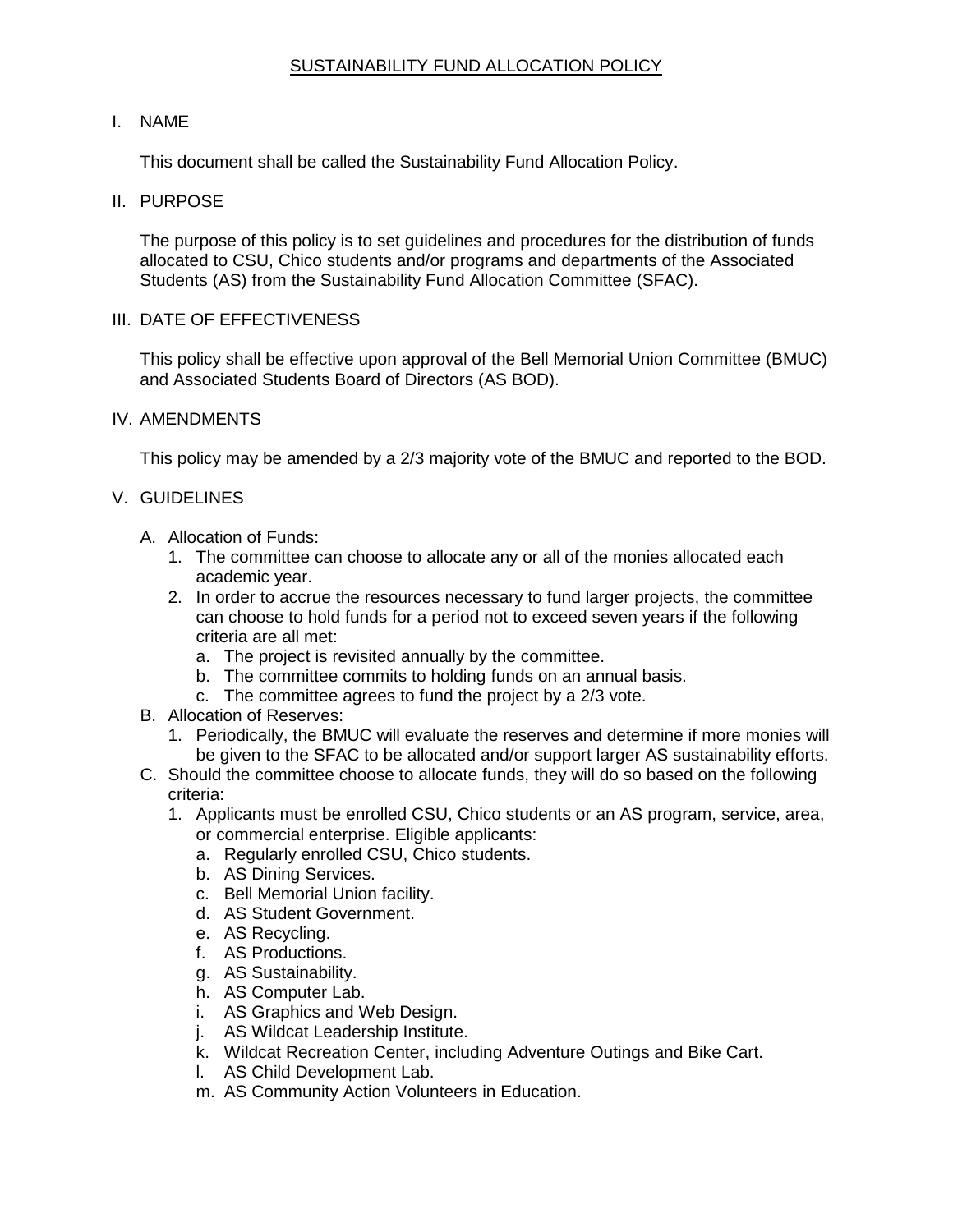# SUSTAINABILITY FUND ALLOCATION POLICY

## I. NAME

This document shall be called the Sustainability Fund Allocation Policy.

## II. PURPOSE

The purpose of this policy is to set guidelines and procedures for the distribution of funds allocated to CSU, Chico students and/or programs and departments of the Associated Students (AS) from the Sustainability Fund Allocation Committee (SFAC).

## III. DATE OF EFFECTIVENESS

This policy shall be effective upon approval of the Bell Memorial Union Committee (BMUC) and Associated Students Board of Directors (AS BOD).

## IV. AMENDMENTS

This policy may be amended by a 2/3 majority vote of the BMUC and reported to the BOD.

## V. GUIDELINES

- A. Allocation of Funds:
  1. The committee can choose to allocate any or all of the monies allocated each academic year.
  2. In order to accrue the resources necessary to fund larger projects, the committee can choose to hold funds for a period not to exceed seven years if the following criteria are all met:
     - a. The project is revisited annually by the committee.
     - b. The committee commits to holding funds on an annual basis.
     - c. The committee agrees to fund the project by a 2/3 vote.
- B. Allocation of Reserves:
  1. Periodically, the BMUC will evaluate the reserves and determine if more monies will be given to the SFAC to be allocated and/or support larger AS sustainability efforts.
- C. Should the committee choose to allocate funds, they will do so based on the following criteria:
  1. Applicants must be enrolled CSU, Chico students or an AS program, service, area, or commercial enterprise. Eligible applicants:
     - a. Regularly enrolled CSU, Chico students.
     - b. AS Dining Services.
     - c. Bell Memorial Union facility.
     - d. AS Student Government.
     - e. AS Recycling.
     - f. AS Productions.
     - g. AS Sustainability.
     - h. AS Computer Lab.
     - i. AS Graphics and Web Design.
     - j. AS Wildcat Leadership Institute.
     - k. Wildcat Recreation Center, including Adventure Outings and Bike Cart.
     - l. AS Child Development Lab.
     - m. AS Community Action Volunteers in Education.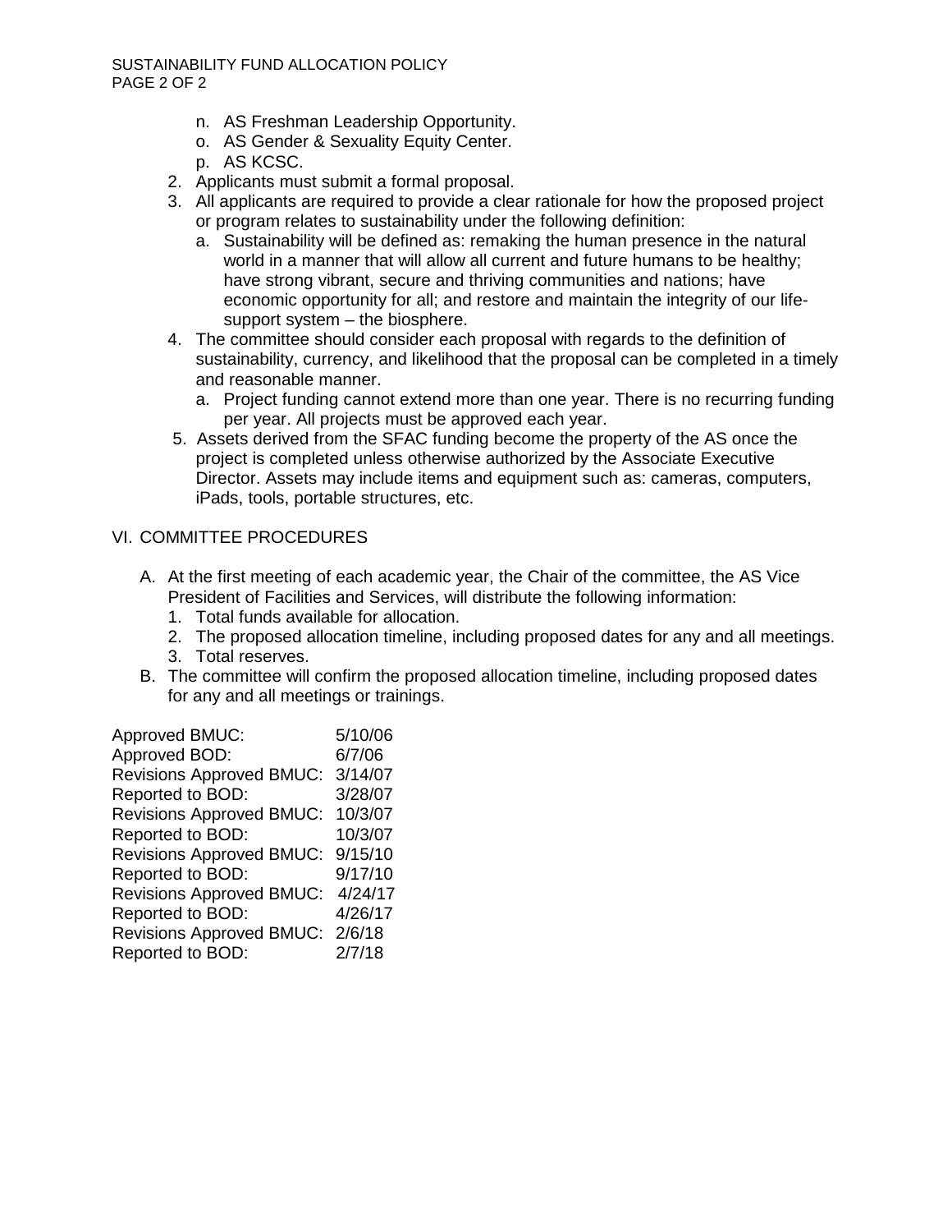n. AS Freshman Leadership Opportunity.
o. AS Gender & Sexuality Equity Center.
p. AS KCSC.

2. Applicants must submit a formal proposal.
3. All applicants are required to provide a clear rationale for how the proposed project or program relates to sustainability under the following definition:
   a. Sustainability will be defined as: remaking the human presence in the natural world in a manner that will allow all current and future humans to be healthy; have strong vibrant, secure and thriving communities and nations; have economic opportunity for all; and restore and maintain the integrity of our life-support system – the biosphere.
4. The committee should consider each proposal with regards to the definition of sustainability, currency, and likelihood that the proposal can be completed in a timely and reasonable manner.
   a. Project funding cannot extend more than one year. There is no recurring funding per year. All projects must be approved each year.
5. Assets derived from the SFAC funding become the property of the AS once the project is completed unless otherwise authorized by the Associate Executive Director. Assets may include items and equipment such as: cameras, computers, iPads, tools, portable structures, etc.

## VI. COMMITTEE PROCEDURES

A. At the first meeting of each academic year, the Chair of the committee, the AS Vice President of Facilities and Services, will distribute the following information:
   1. Total funds available for allocation.
   2. The proposed allocation timeline, including proposed dates for any and all meetings.
   3. Total reserves.

B. The committee will confirm the proposed allocation timeline, including proposed dates for any and all meetings or trainings.

| | |
|---|---|
| Approved BMUC: | 5/10/06 |
| Approved BOD: | 6/7/06 |
| Revisions Approved BMUC: | 3/14/07 |
| Reported to BOD: | 3/28/07 |
| Revisions Approved BMUC: | 10/3/07 |
| Reported to BOD: | 10/3/07 |
| Revisions Approved BMUC: | 9/15/10 |
| Reported to BOD: | 9/17/10 |
| Revisions Approved BMUC: | 4/24/17 |
| Reported to BOD: | 4/26/17 |
| Revisions Approved BMUC: | 2/6/18 |
| Reported to BOD: | 2/7/18 |